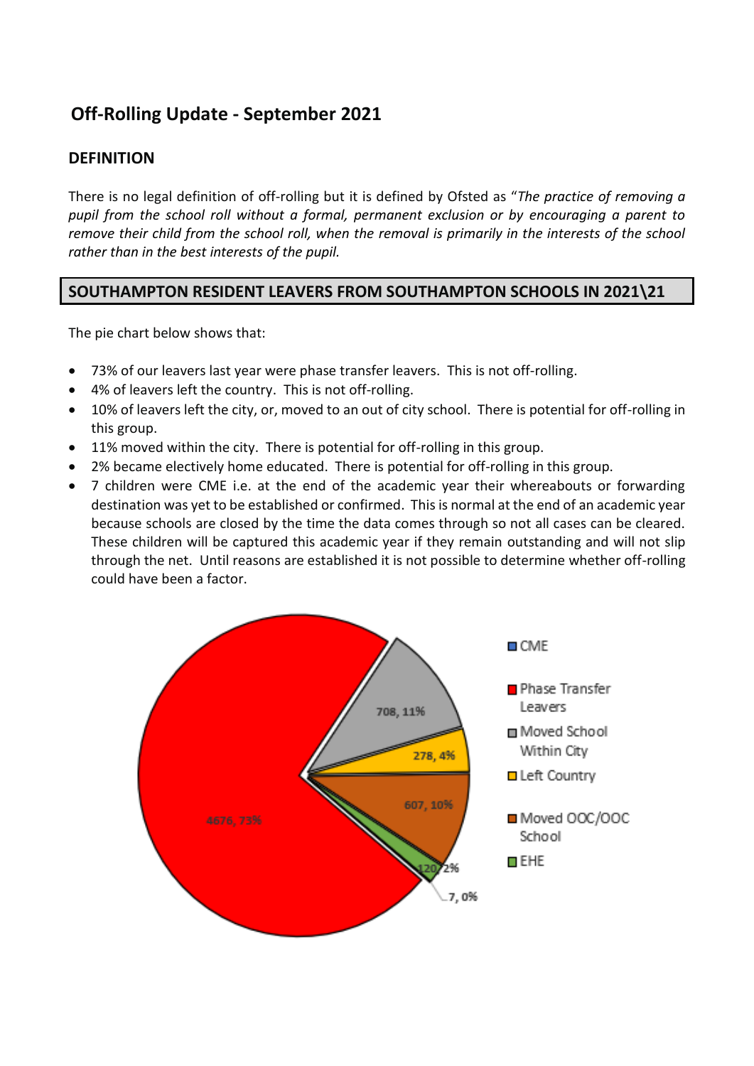# Off-Rolling Update - September 2021

## DEFINITION

There is no legal definition of off-rolling but it is defined by Ofsted as "*The practice of removing a pupil from the school roll without a formal, permanent exclusion or by encouraging a parent to remove their child from the school roll, when the removal is primarily in the interests of the school rather than in the best interests of the pupil.*

## SOUTHAMPTON RESIDENT LEAVERS FROM SOUTHAMPTON SCHOOLS IN 2021\21

The pie chart below shows that:

- 73% of our leavers last year were phase transfer leavers. This is not off-rolling.
- 4% of leavers left the country. This is not off-rolling.
- 10% of leavers left the city, or, moved to an out of city school. There is potential for off-rolling in this group.
- 11% moved within the city. There is potential for off-rolling in this group.
- 2% became electively home educated. There is potential for off-rolling in this group.
- 7 children were CME i.e. at the end of the academic year their whereabouts or forwarding destination was yet to be established or confirmed. This is normal at the end of an academic year because schools are closed by the time the data comes through so not all cases can be cleared. These children will be captured this academic year if they remain outstanding and will not slip through the net. Until reasons are established it is not possible to determine whether off-rolling could have been a factor.

| Category | Number | Percentage |
|---|---|---|
| CME | 7 | 0% |
| Phase Transfer Leavers | 4676 | 73% |
| Moved School Within City | 708 | 11% |
| Left Country | 278 | 4% |
| Moved OOC/OOC School | 607 | 10% |
| EHE | 120 | 2% |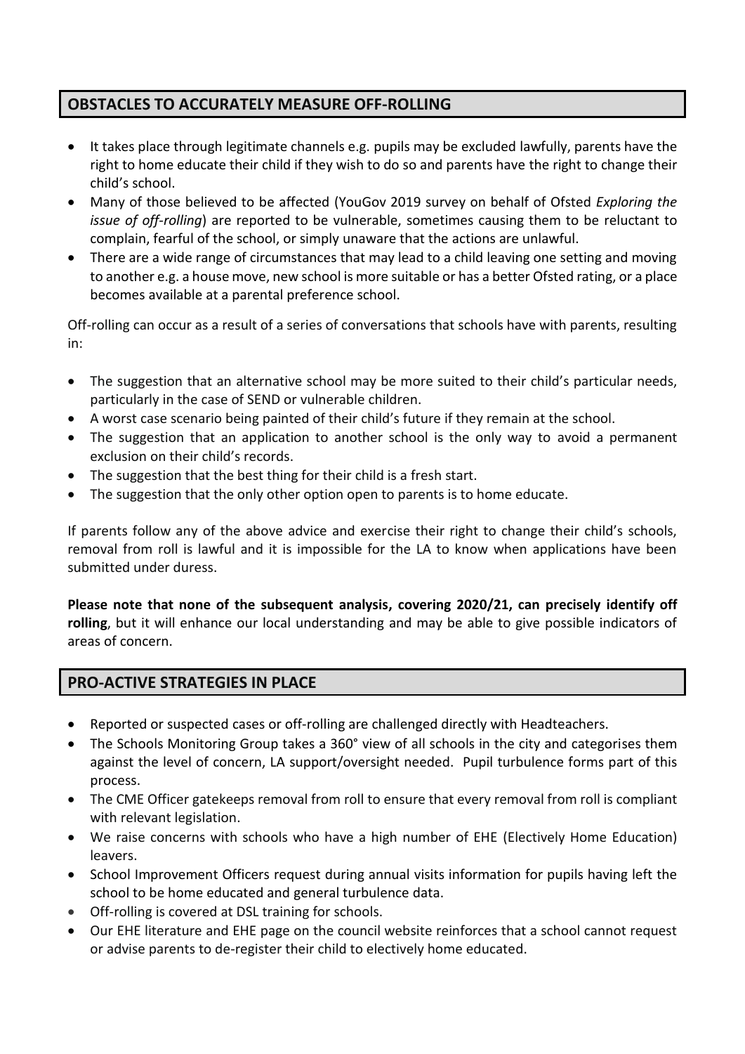## OBSTACLES TO ACCURATELY MEASURE OFF-ROLLING

- It takes place through legitimate channels e.g. pupils may be excluded lawfully, parents have the right to home educate their child if they wish to do so and parents have the right to change their child's school.
- Many of those believed to be affected (YouGov 2019 survey on behalf of Ofsted *Exploring the issue of off-rolling*) are reported to be vulnerable, sometimes causing them to be reluctant to complain, fearful of the school, or simply unaware that the actions are unlawful.
- There are a wide range of circumstances that may lead to a child leaving one setting and moving to another e.g. a house move, new school is more suitable or has a better Ofsted rating, or a place becomes available at a parental preference school.

Off-rolling can occur as a result of a series of conversations that schools have with parents, resulting in:

- The suggestion that an alternative school may be more suited to their child's particular needs, particularly in the case of SEND or vulnerable children.
- A worst case scenario being painted of their child's future if they remain at the school.
- The suggestion that an application to another school is the only way to avoid a permanent exclusion on their child's records.
- The suggestion that the best thing for their child is a fresh start.
- The suggestion that the only other option open to parents is to home educate.

If parents follow any of the above advice and exercise their right to change their child's schools, removal from roll is lawful and it is impossible for the LA to know when applications have been submitted under duress.

**Please note that none of the subsequent analysis, covering 2020/21, can precisely identify off rolling**, but it will enhance our local understanding and may be able to give possible indicators of areas of concern.

## PRO-ACTIVE STRATEGIES IN PLACE

- Reported or suspected cases or off-rolling are challenged directly with Headteachers.
- The Schools Monitoring Group takes a 360° view of all schools in the city and categorises them against the level of concern, LA support/oversight needed. Pupil turbulence forms part of this process.
- The CME Officer gatekeeps removal from roll to ensure that every removal from roll is compliant with relevant legislation.
- We raise concerns with schools who have a high number of EHE (Electively Home Education) leavers.
- School Improvement Officers request during annual visits information for pupils having left the school to be home educated and general turbulence data.
- Off-rolling is covered at DSL training for schools.
- Our EHE literature and EHE page on the council website reinforces that a school cannot request or advise parents to de-register their child to electively home educated.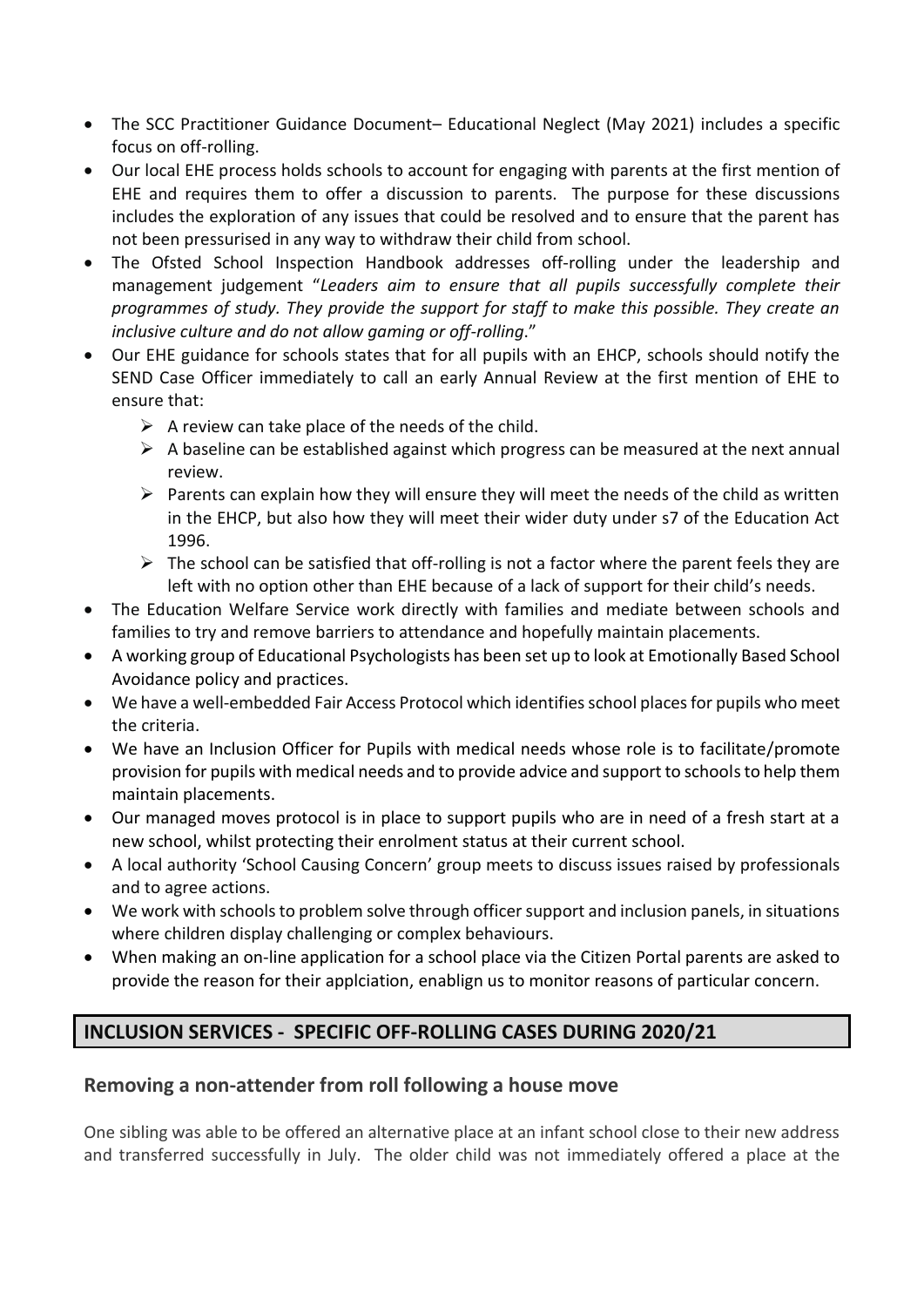- The SCC Practitioner Guidance Document– Educational Neglect (May 2021) includes a specific focus on off-rolling.
- Our local EHE process holds schools to account for engaging with parents at the first mention of EHE and requires them to offer a discussion to parents. The purpose for these discussions includes the exploration of any issues that could be resolved and to ensure that the parent has not been pressurised in any way to withdraw their child from school.
- The Ofsted School Inspection Handbook addresses off-rolling under the leadership and management judgement "*Leaders aim to ensure that all pupils successfully complete their programmes of study. They provide the support for staff to make this possible. They create an inclusive culture and do not allow gaming or off-rolling*."
- Our EHE guidance for schools states that for all pupils with an EHCP, schools should notify the SEND Case Officer immediately to call an early Annual Review at the first mention of EHE to ensure that:
  - A review can take place of the needs of the child.
  - A baseline can be established against which progress can be measured at the next annual review.
  - Parents can explain how they will ensure they will meet the needs of the child as written in the EHCP, but also how they will meet their wider duty under s7 of the Education Act 1996.
  - The school can be satisfied that off-rolling is not a factor where the parent feels they are left with no option other than EHE because of a lack of support for their child's needs.
- The Education Welfare Service work directly with families and mediate between schools and families to try and remove barriers to attendance and hopefully maintain placements.
- A working group of Educational Psychologists has been set up to look at Emotionally Based School Avoidance policy and practices.
- We have a well-embedded Fair Access Protocol which identifies school places for pupils who meet the criteria.
- We have an Inclusion Officer for Pupils with medical needs whose role is to facilitate/promote provision for pupils with medical needs and to provide advice and support to schools to help them maintain placements.
- Our managed moves protocol is in place to support pupils who are in need of a fresh start at a new school, whilst protecting their enrolment status at their current school.
- A local authority 'School Causing Concern' group meets to discuss issues raised by professionals and to agree actions.
- We work with schools to problem solve through officer support and inclusion panels, in situations where children display challenging or complex behaviours.
- When making an on-line application for a school place via the Citizen Portal parents are asked to provide the reason for their applciation, enablign us to monitor reasons of particular concern.

## INCLUSION SERVICES - SPECIFIC OFF-ROLLING CASES DURING 2020/21

### Removing a non-attender from roll following a house move

One sibling was able to be offered an alternative place at an infant school close to their new address and transferred successfully in July. The older child was not immediately offered a place at the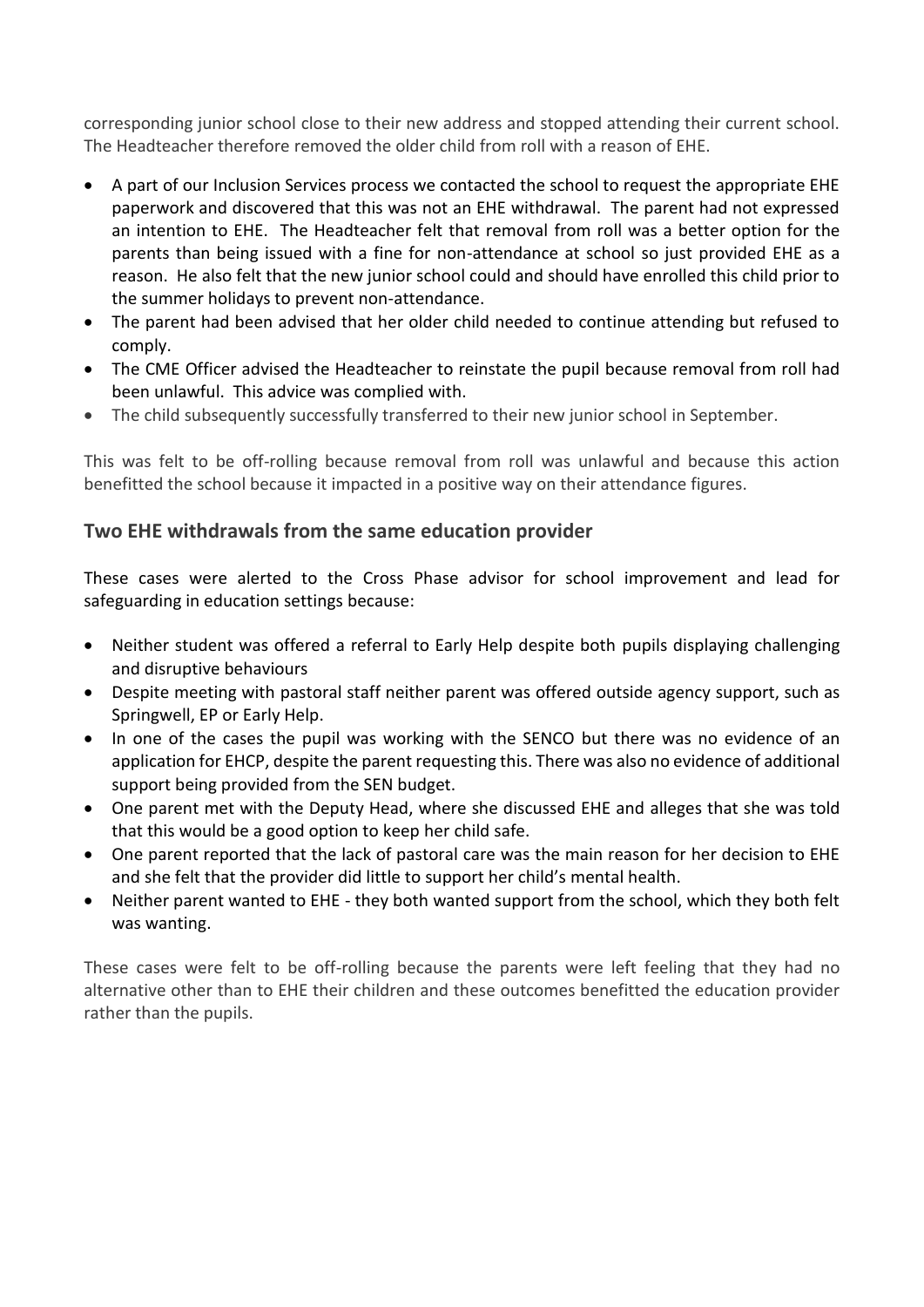corresponding junior school close to their new address and stopped attending their current school. The Headteacher therefore removed the older child from roll with a reason of EHE.

- A part of our Inclusion Services process we contacted the school to request the appropriate EHE paperwork and discovered that this was not an EHE withdrawal. The parent had not expressed an intention to EHE. The Headteacher felt that removal from roll was a better option for the parents than being issued with a fine for non-attendance at school so just provided EHE as a reason. He also felt that the new junior school could and should have enrolled this child prior to the summer holidays to prevent non-attendance.
- The parent had been advised that her older child needed to continue attending but refused to comply.
- The CME Officer advised the Headteacher to reinstate the pupil because removal from roll had been unlawful. This advice was complied with.
- The child subsequently successfully transferred to their new junior school in September.

This was felt to be off-rolling because removal from roll was unlawful and because this action benefitted the school because it impacted in a positive way on their attendance figures.

## Two EHE withdrawals from the same education provider

These cases were alerted to the Cross Phase advisor for school improvement and lead for safeguarding in education settings because:

- Neither student was offered a referral to Early Help despite both pupils displaying challenging and disruptive behaviours
- Despite meeting with pastoral staff neither parent was offered outside agency support, such as Springwell, EP or Early Help.
- In one of the cases the pupil was working with the SENCO but there was no evidence of an application for EHCP, despite the parent requesting this. There was also no evidence of additional support being provided from the SEN budget.
- One parent met with the Deputy Head, where she discussed EHE and alleges that she was told that this would be a good option to keep her child safe.
- One parent reported that the lack of pastoral care was the main reason for her decision to EHE and she felt that the provider did little to support her child's mental health.
- Neither parent wanted to EHE - they both wanted support from the school, which they both felt was wanting.

These cases were felt to be off-rolling because the parents were left feeling that they had no alternative other than to EHE their children and these outcomes benefitted the education provider rather than the pupils.